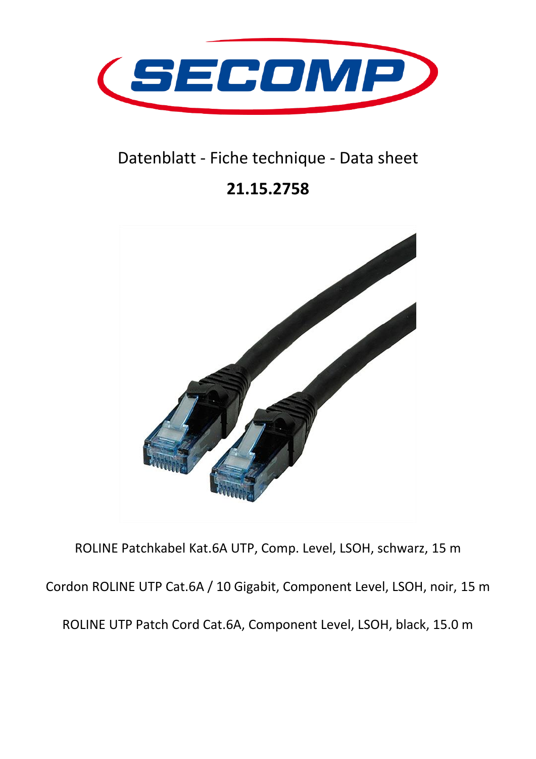SECOMP

Datenblatt - Fiche technique - Data sheet

# 21.15.2758

ROLINE Patchkabel Kat.6A UTP, Comp. Level, LSOH, schwarz, 15 m

Cordon ROLINE UTP Cat.6A / 10 Gigabit, Component Level, LSOH, noir, 15 m

ROLINE UTP Patch Cord Cat.6A, Component Level, LSOH, black, 15.0 m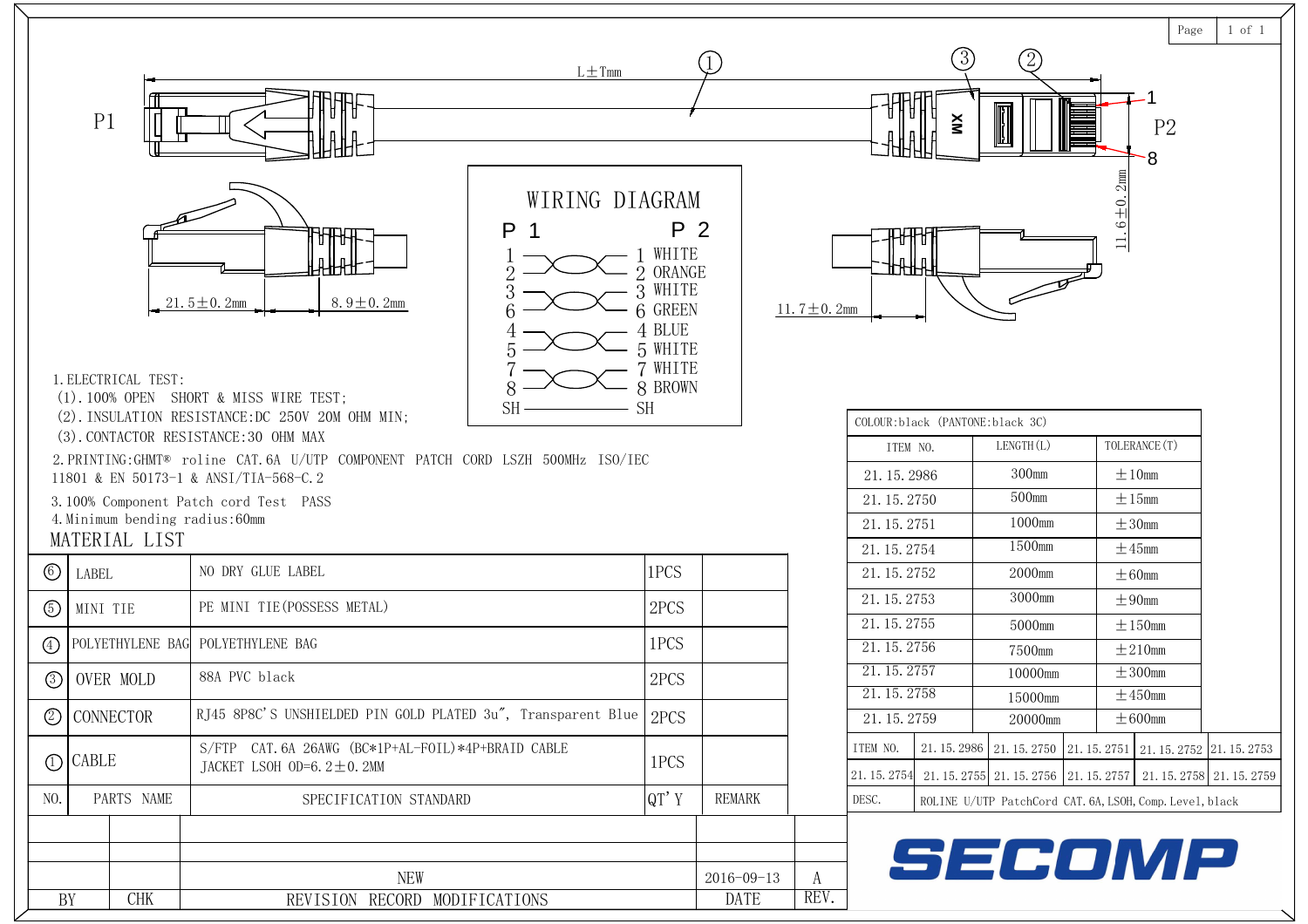P1

L±Tmm

P2

21.5±0.2mm

8.9±0.2mm

11.7±0.2mm

11.6±0.2mm

XM

## WIRING DIAGRAM

| P 1 | P 2 | |
|---|---|---|
| 1 | 1 | WHITE |
| 2 | 2 | ORANGE |
| 3 | 3 | WHITE |
| 6 | 6 | GREEN |
| 4 | 4 | BLUE |
| 5 | 5 | WHITE |
| 7 | 7 | WHITE |
| 8 | 8 | BROWN |
| SH | SH | |

1. ELECTRICAL TEST:
   (1). 100% OPEN SHORT & MISS WIRE TEST;
   (2). INSULATION RESISTANCE:DC 250V 20M OHM MIN;
   (3). CONTACTOR RESISTANCE:30 OHM MAX
2. PRINTING:GHMT® roline CAT.6A U/UTP COMPONENT PATCH CORD LSZH 500MHz ISO/IEC 11801 & EN 50173-1 & ANSI/TIA-568-C.2
3. 100% Component Patch cord Test PASS
4. Minimum bending radius:60mm

## MATERIAL LIST

| NO. | PARTS NAME | SPECIFICATION STANDARD | QT'Y | REMARK |
|---|---|---|---|---|
| ⑥ | LABEL | NO DRY GLUE LABEL | 1PCS | |
| ⑤ | MINI TIE | PE MINI TIE(POSSESS METAL) | 2PCS | |
| ④ | POLYETHYLENE BAG | POLYETHYLENE BAG | 1PCS | |
| ③ | OVER MOLD | 88A PVC black | 2PCS | |
| ② | CONNECTOR | RJ45 8P8C'S UNSHIELDED PIN GOLD PLATED 3u", Transparent Blue | 2PCS | |
| ① | CABLE | S/FTP CAT.6A 26AWG (BC*1P+AL-FOIL)*4P+BRAID CABLE JACKET LSOH OD=6.2±0.2MM | 1PCS | |

COLOUR:black (PANTONE:black 3C)

| ITEM NO. | LENGTH(L) | TOLERANCE(T) |
|---|---|---|
| 21.15.2986 | 300mm | ±10mm |
| 21.15.2750 | 500mm | ±15mm |
| 21.15.2751 | 1000mm | ±30mm |
| 21.15.2754 | 1500mm | ±45mm |
| 21.15.2752 | 2000mm | ±60mm |
| 21.15.2753 | 3000mm | ±90mm |
| 21.15.2755 | 5000mm | ±150mm |
| 21.15.2756 | 7500mm | ±210mm |
| 21.15.2757 | 10000mm | ±300mm |
| 21.15.2758 | 15000mm | ±450mm |
| 21.15.2759 | 20000mm | ±600mm |

| ITEM NO. | 21.15.2986 | 21.15.2750 | 21.15.2751 | 21.15.2752 | 21.15.2753 |
|---|---|---|---|---|---|
| 21.15.2754 | 21.15.2755 | 21.15.2756 | 21.15.2757 | 21.15.2758 | 21.15.2759 |
| DESC. | ROLINE U/UTP PatchCord CAT.6A, LSOH, Comp. Level, black | | | | |

| BY | CHK | REVISION RECORD MODIFICATIONS | DATE | REV. |
|---|---|---|---|---|
| | | NEW | 2016-09-13 | A |

SECOMP